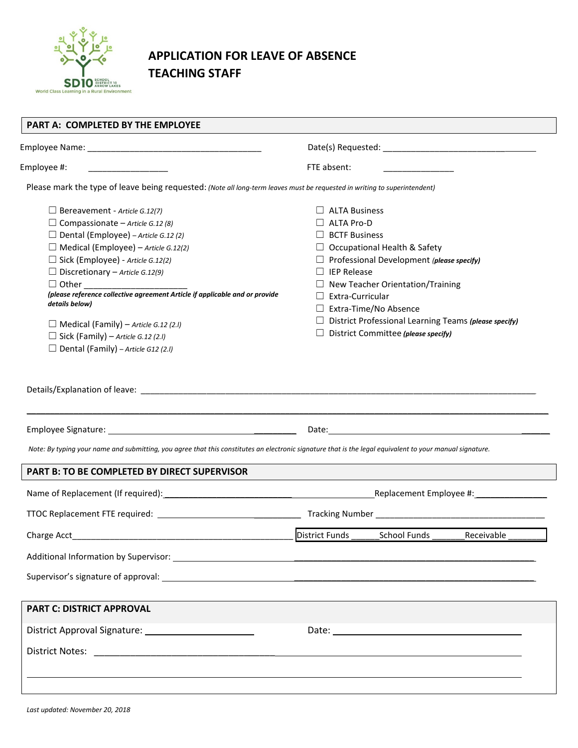# APPLICATION FOR LEAVE OF ABSENCE
# TEACHING STAFF

## PART A: COMPLETED BY THE EMPLOYEE

Employee Name: ____________________________________ Date(s) Requested: ________________________________

Employee #: _________________ FTE absent: _______________

Please mark the type of leave being requested: *(Note all long-term leaves must be requested in writing to superintendent)*

- ☐ Bereavement - *Article G.12(7)*
- ☐ Compassionate – *Article G.12 (8)*
- ☐ Dental (Employee) – *Article G.12 (2)*
- ☐ Medical (Employee) – *Article G.12(2)*
- ☐ Sick (Employee) - *Article G.12(2)*
- ☐ Discretionary – *Article G.12(9)*
- ☐ Other ______________________
  ***(please reference collective agreement Article if applicable and or provide details below)***
- ☐ Medical (Family) – *Article G.12 (2.l)*
- ☐ Sick (Family) – *Article G.12 (2.l)*
- ☐ Dental (Family) – *Article G12 (2.l)*
- ☐ ALTA Business
- ☐ ALTA Pro-D
- ☐ BCTF Business
- ☐ Occupational Health & Safety
- ☐ Professional Development ***(please specify)***
- ☐ IEP Release
- ☐ New Teacher Orientation/Training
- ☐ Extra-Curricular
- ☐ Extra-Time/No Absence
- ☐ District Professional Learning Teams ***(please specify)***
- ☐ District Committee ***(please specify)***

Details/Explanation of leave: ____________________________________________________________________

_________________________________________________________________________________________

Employee Signature: ______________________________________ Date: ____________________________________

*Note: By typing your name and submitting, you agree that this constitutes an electronic signature that is the legal equivalent to your manual signature.*

## PART B: TO BE COMPLETED BY DIRECT SUPERVISOR

Name of Replacement (If required): __________________________________________ Replacement Employee #: _______________

TTOC Replacement FTE required: ______________________________ Tracking Number ___________________________________

Charge Acct ________________________________________________ District Funds ______ School Funds _______ Receivable ________

Additional Information by Supervisor: ________________________________________________________________

Supervisor's signature of approval: ________________________________________________________________

## PART C: DISTRICT APPROVAL

District Approval Signature: _____________________ Date: ______________________________________

District Notes: ____________________________________________________________________________

_________________________________________________________________________________________

*Last updated: November 20, 2018*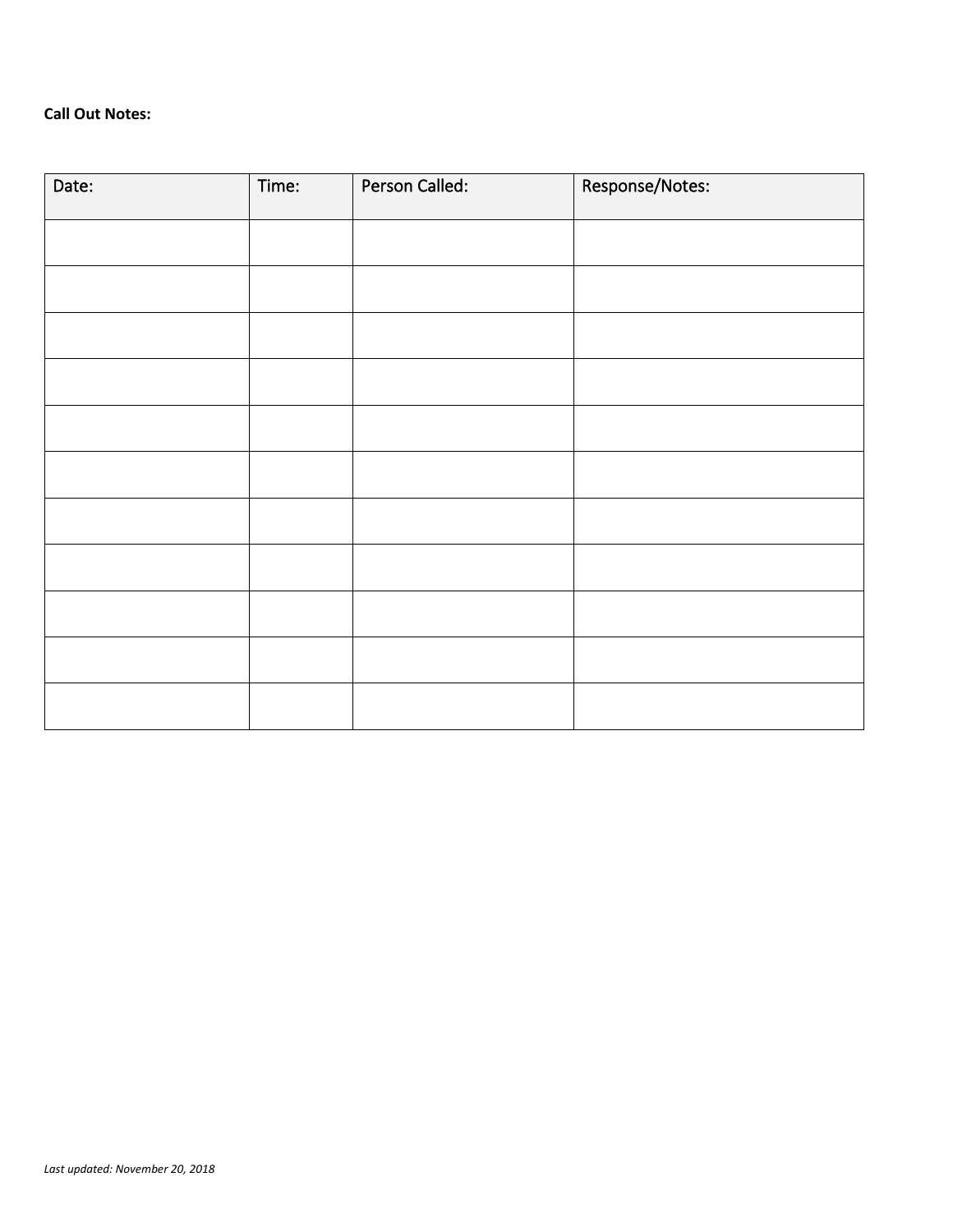**Call Out Notes:**

| Date: | Time: | Person Called: | Response/Notes: |
|---|---|---|---|
| | | | |
| | | | |
| | | | |
| | | | |
| | | | |
| | | | |
| | | | |
| | | | |
| | | | |
| | | | |
| | | | |

*Last updated: November 20, 2018*